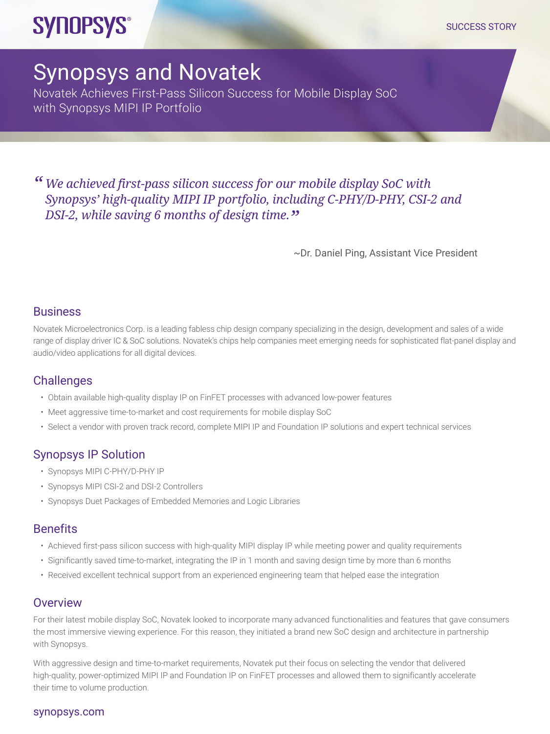SUCCESS STORY

# Synopsys and Novatek

Novatek Achieves First-Pass Silicon Success for Mobile Display SoC with Synopsys MIPI IP Portfolio

> *"We achieved first-pass silicon success for our mobile display SoC with Synopsys' high-quality MIPI IP portfolio, including C-PHY/D-PHY, CSI-2 and DSI-2, while saving 6 months of design time."*
>
> ~Dr. Daniel Ping, Assistant Vice President

## Business

Novatek Microelectronics Corp. is a leading fabless chip design company specializing in the design, development and sales of a wide range of display driver IC & SoC solutions. Novatek's chips help companies meet emerging needs for sophisticated flat-panel display and audio/video applications for all digital devices.

## Challenges

- Obtain available high-quality display IP on FinFET processes with advanced low-power features
- Meet aggressive time-to-market and cost requirements for mobile display SoC
- Select a vendor with proven track record, complete MIPI IP and Foundation IP solutions and expert technical services

## Synopsys IP Solution

- Synopsys MIPI C-PHY/D-PHY IP
- Synopsys MIPI CSI-2 and DSI-2 Controllers
- Synopsys Duet Packages of Embedded Memories and Logic Libraries

## Benefits

- Achieved first-pass silicon success with high-quality MIPI display IP while meeting power and quality requirements
- Significantly saved time-to-market, integrating the IP in 1 month and saving design time by more than 6 months
- Received excellent technical support from an experienced engineering team that helped ease the integration

## Overview

For their latest mobile display SoC, Novatek looked to incorporate many advanced functionalities and features that gave consumers the most immersive viewing experience. For this reason, they initiated a brand new SoC design and architecture in partnership with Synopsys.

With aggressive design and time-to-market requirements, Novatek put their focus on selecting the vendor that delivered high-quality, power-optimized MIPI IP and Foundation IP on FinFET processes and allowed them to significantly accelerate their time to volume production.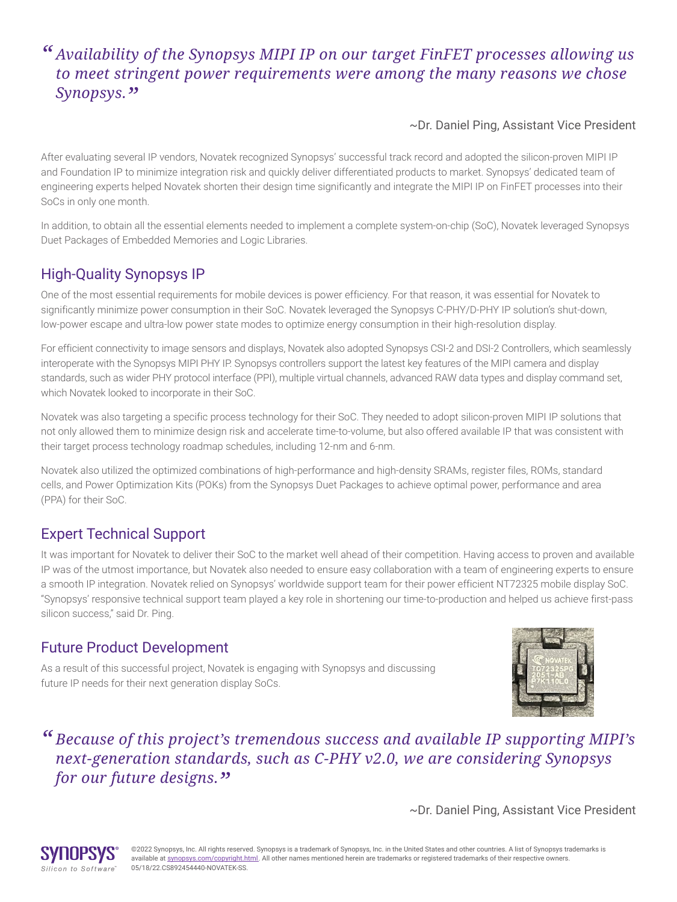*“Availability of the Synopsys MIPI IP on our target FinFET processes allowing us to meet stringent power requirements were among the many reasons we chose Synopsys.”*

~Dr. Daniel Ping, Assistant Vice President

After evaluating several IP vendors, Novatek recognized Synopsys' successful track record and adopted the silicon-proven MIPI IP and Foundation IP to minimize integration risk and quickly deliver differentiated products to market. Synopsys' dedicated team of engineering experts helped Novatek shorten their design time significantly and integrate the MIPI IP on FinFET processes into their SoCs in only one month.

In addition, to obtain all the essential elements needed to implement a complete system-on-chip (SoC), Novatek leveraged Synopsys Duet Packages of Embedded Memories and Logic Libraries.

## High-Quality Synopsys IP

One of the most essential requirements for mobile devices is power efficiency. For that reason, it was essential for Novatek to significantly minimize power consumption in their SoC. Novatek leveraged the Synopsys C-PHY/D-PHY IP solution's shut-down, low-power escape and ultra-low power state modes to optimize energy consumption in their high-resolution display.

For efficient connectivity to image sensors and displays, Novatek also adopted Synopsys CSI-2 and DSI-2 Controllers, which seamlessly interoperate with the Synopsys MIPI PHY IP. Synopsys controllers support the latest key features of the MIPI camera and display standards, such as wider PHY protocol interface (PPI), multiple virtual channels, advanced RAW data types and display command set, which Novatek looked to incorporate in their SoC.

Novatek was also targeting a specific process technology for their SoC. They needed to adopt silicon-proven MIPI IP solutions that not only allowed them to minimize design risk and accelerate time-to-volume, but also offered available IP that was consistent with their target process technology roadmap schedules, including 12-nm and 6-nm.

Novatek also utilized the optimized combinations of high-performance and high-density SRAMs, register files, ROMs, standard cells, and Power Optimization Kits (POKs) from the Synopsys Duet Packages to achieve optimal power, performance and area (PPA) for their SoC.

## Expert Technical Support

It was important for Novatek to deliver their SoC to the market well ahead of their competition. Having access to proven and available IP was of the utmost importance, but Novatek also needed to ensure easy collaboration with a team of engineering experts to ensure a smooth IP integration. Novatek relied on Synopsys' worldwide support team for their power efficient NT72325 mobile display SoC. “Synopsys' responsive technical support team played a key role in shortening our time-to-production and helped us achieve first-pass silicon success,” said Dr. Ping.

## Future Product Development

As a result of this successful project, Novatek is engaging with Synopsys and discussing future IP needs for their next generation display SoCs.

*“Because of this project's tremendous success and available IP supporting MIPI's next-generation standards, such as C-PHY v2.0, we are considering Synopsys for our future designs.”*

~Dr. Daniel Ping, Assistant Vice President

©2022 Synopsys, Inc. All rights reserved. Synopsys is a trademark of Synopsys, Inc. in the United States and other countries. A list of Synopsys trademarks is available at synopsys.com/copyright.html. All other names mentioned herein are trademarks or registered trademarks of their respective owners.
05/18/22.CS892454440-NOVATEK-SS.